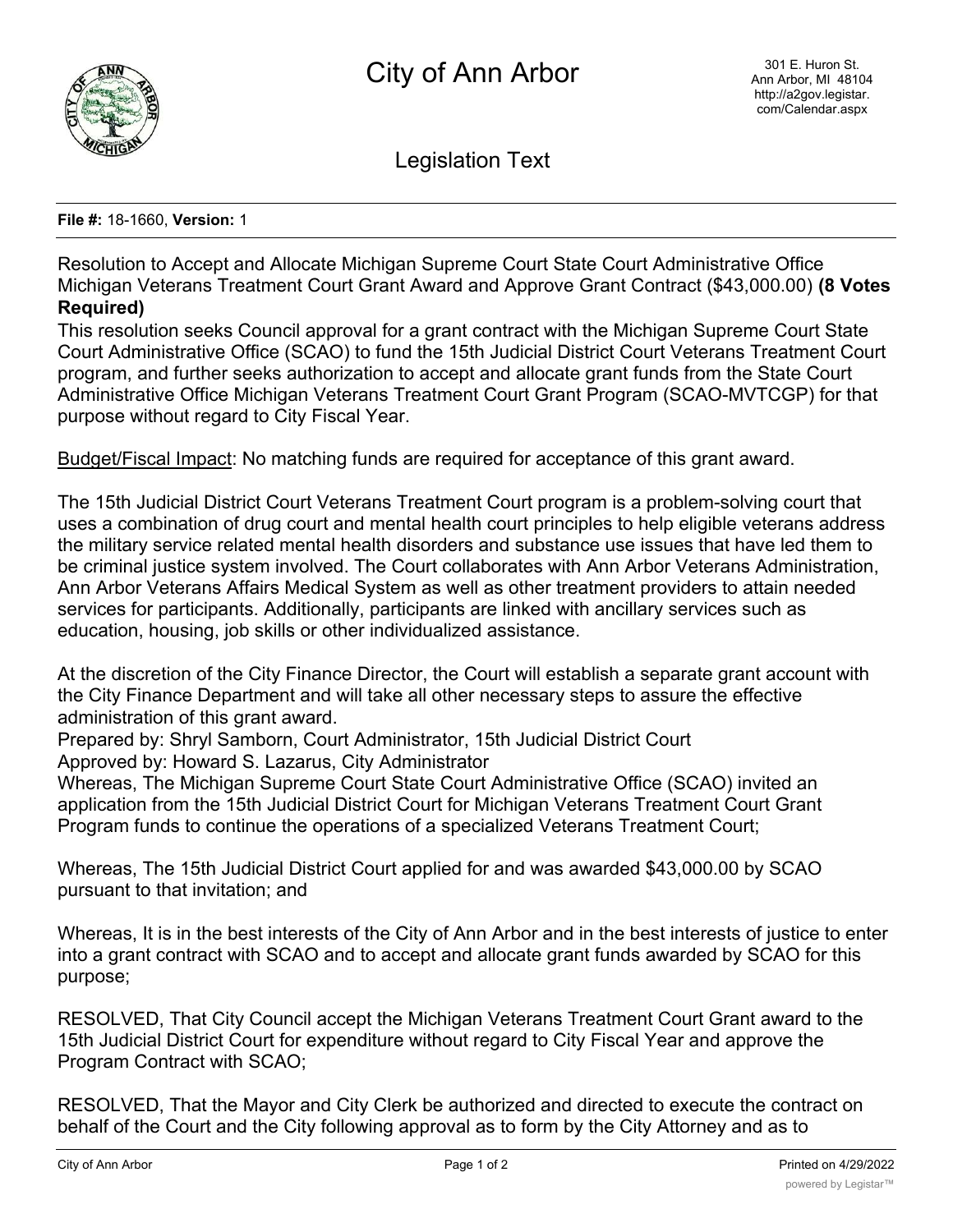# City of Ann Arbor

301 E. Huron St.
Ann Arbor, MI 48104
http://a2gov.legistar.com/Calendar.aspx

## Legislation Text

**File #:** 18-1660, **Version:** 1

Resolution to Accept and Allocate Michigan Supreme Court State Court Administrative Office Michigan Veterans Treatment Court Grant Award and Approve Grant Contract ($43,000.00) **(8 Votes Required)**

This resolution seeks Council approval for a grant contract with the Michigan Supreme Court State Court Administrative Office (SCAO) to fund the 15th Judicial District Court Veterans Treatment Court program, and further seeks authorization to accept and allocate grant funds from the State Court Administrative Office Michigan Veterans Treatment Court Grant Program (SCAO-MVTCGP) for that purpose without regard to City Fiscal Year.

Budget/Fiscal Impact: No matching funds are required for acceptance of this grant award.

The 15th Judicial District Court Veterans Treatment Court program is a problem-solving court that uses a combination of drug court and mental health court principles to help eligible veterans address the military service related mental health disorders and substance use issues that have led them to be criminal justice system involved. The Court collaborates with Ann Arbor Veterans Administration, Ann Arbor Veterans Affairs Medical System as well as other treatment providers to attain needed services for participants. Additionally, participants are linked with ancillary services such as education, housing, job skills or other individualized assistance.

At the discretion of the City Finance Director, the Court will establish a separate grant account with the City Finance Department and will take all other necessary steps to assure the effective administration of this grant award.

Prepared by: Shryl Samborn, Court Administrator, 15th Judicial District Court

Approved by: Howard S. Lazarus, City Administrator

Whereas, The Michigan Supreme Court State Court Administrative Office (SCAO) invited an application from the 15th Judicial District Court for Michigan Veterans Treatment Court Grant Program funds to continue the operations of a specialized Veterans Treatment Court;

Whereas, The 15th Judicial District Court applied for and was awarded $43,000.00 by SCAO pursuant to that invitation; and

Whereas, It is in the best interests of the City of Ann Arbor and in the best interests of justice to enter into a grant contract with SCAO and to accept and allocate grant funds awarded by SCAO for this purpose;

RESOLVED, That City Council accept the Michigan Veterans Treatment Court Grant award to the 15th Judicial District Court for expenditure without regard to City Fiscal Year and approve the Program Contract with SCAO;

RESOLVED, That the Mayor and City Clerk be authorized and directed to execute the contract on behalf of the Court and the City following approval as to form by the City Attorney and as to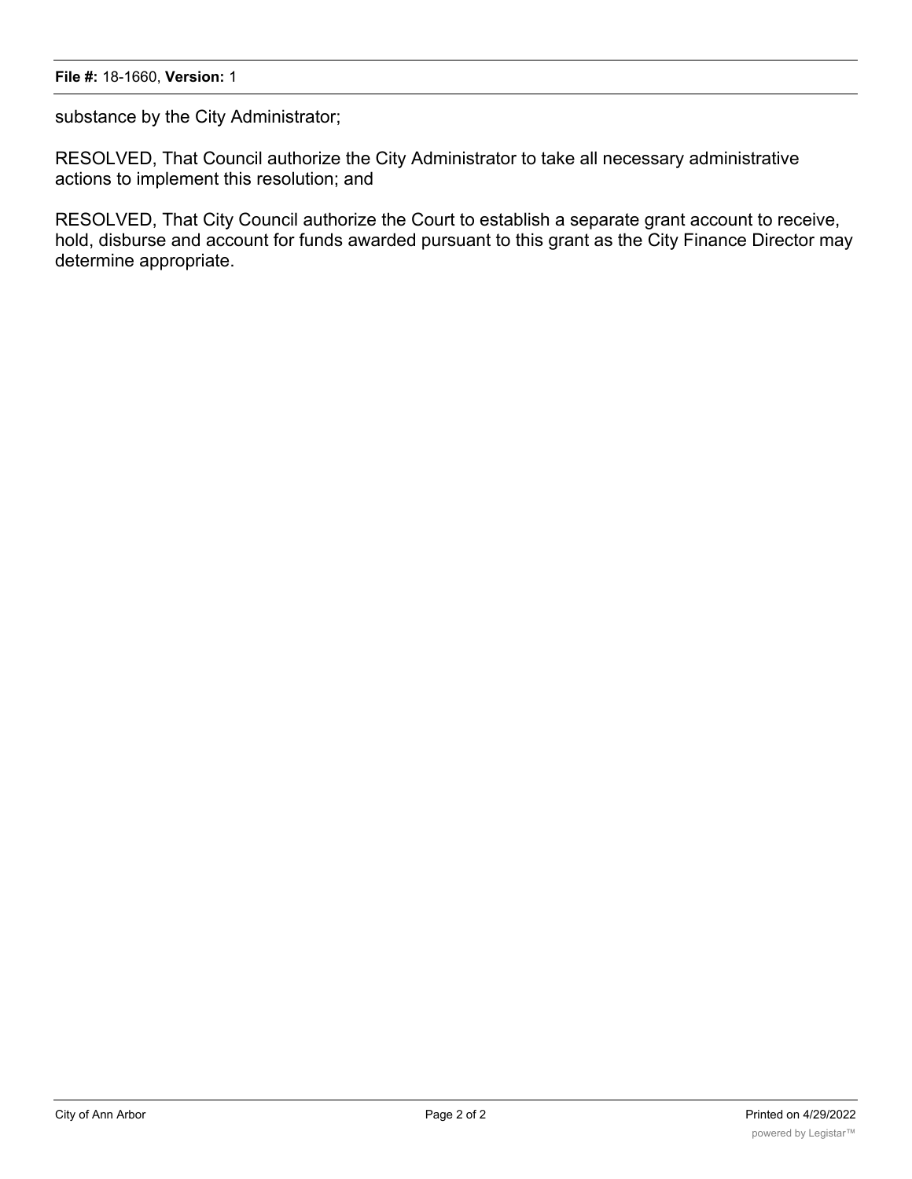substance by the City Administrator;

RESOLVED, That Council authorize the City Administrator to take all necessary administrative actions to implement this resolution; and

RESOLVED, That City Council authorize the Court to establish a separate grant account to receive, hold, disburse and account for funds awarded pursuant to this grant as the City Finance Director may determine appropriate.